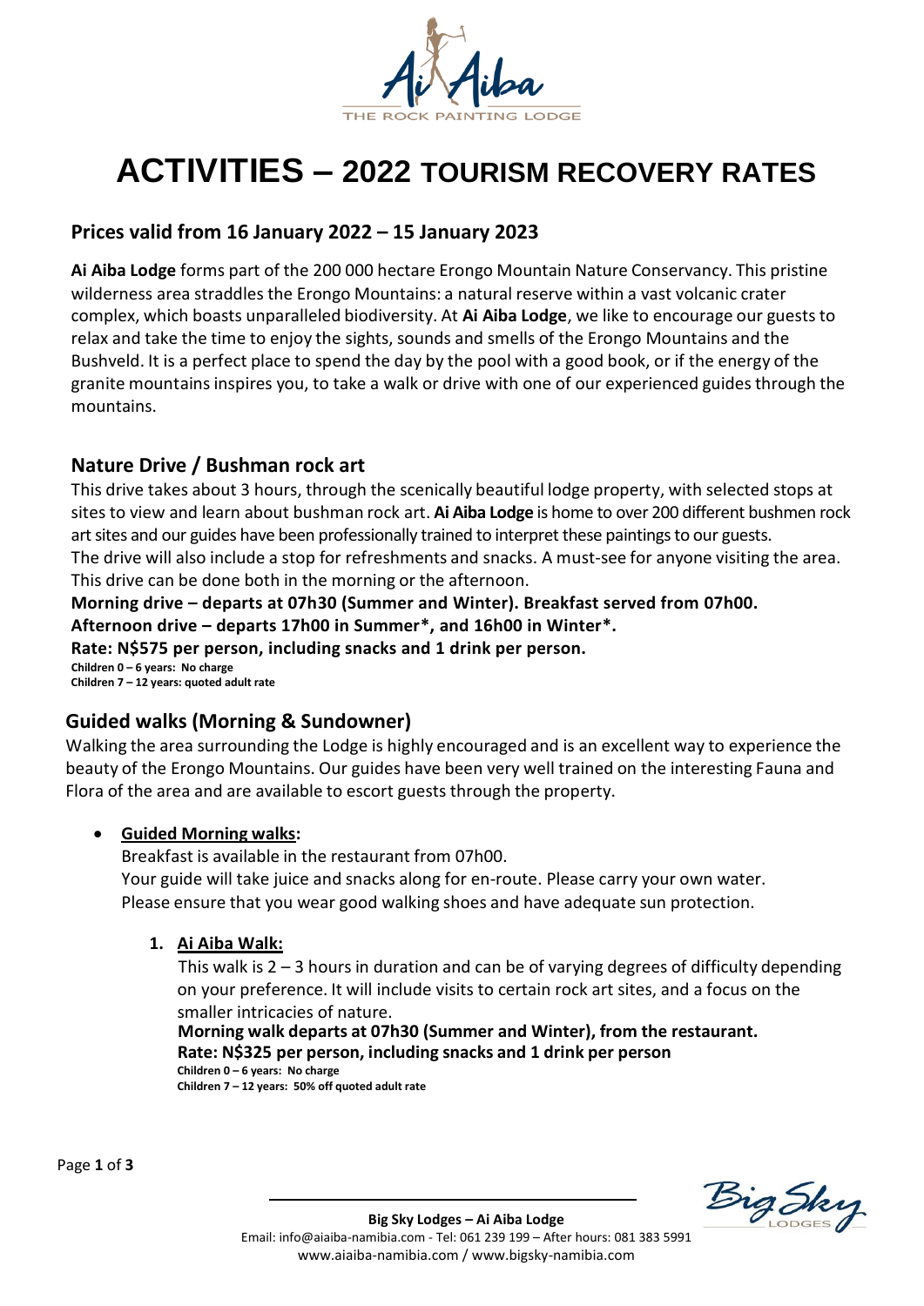# ACTIVITIES – 2022 TOURISM RECOVERY RATES

## Prices valid from 16 January 2022 – 15 January 2023

**Ai Aiba Lodge** forms part of the 200 000 hectare Erongo Mountain Nature Conservancy. This pristine wilderness area straddles the Erongo Mountains: a natural reserve within a vast volcanic crater complex, which boasts unparalleled biodiversity. At **Ai Aiba Lodge**, we like to encourage our guests to relax and take the time to enjoy the sights, sounds and smells of the Erongo Mountains and the Bushveld. It is a perfect place to spend the day by the pool with a good book, or if the energy of the granite mountains inspires you, to take a walk or drive with one of our experienced guides through the mountains.

## Nature Drive / Bushman rock art

This drive takes about 3 hours, through the scenically beautiful lodge property, with selected stops at sites to view and learn about bushman rock art. **Ai Aiba Lodge** is home to over 200 different bushmen rock art sites and our guides have been professionally trained to interpret these paintings to our guests.
The drive will also include a stop for refreshments and snacks. A must-see for anyone visiting the area.
This drive can be done both in the morning or the afternoon.

**Morning drive – departs at 07h30 (Summer and Winter). Breakfast served from 07h00.**
**Afternoon drive – departs 17h00 in Summer\*, and 16h00 in Winter\*.**
**Rate: N$575 per person, including snacks and 1 drink per person.**
**Children 0 – 6 years: No charge**
**Children 7 – 12 years: quoted adult rate**

## Guided walks (Morning & Sundowner)

Walking the area surrounding the Lodge is highly encouraged and is an excellent way to experience the beauty of the Erongo Mountains. Our guides have been very well trained on the interesting Fauna and Flora of the area and are available to escort guests through the property.

- **Guided Morning walks:**
  Breakfast is available in the restaurant from 07h00.
  Your guide will take juice and snacks along for en-route. Please carry your own water.
  Please ensure that you wear good walking shoes and have adequate sun protection.

  1. **Ai Aiba Walk:**
     This walk is 2 – 3 hours in duration and can be of varying degrees of difficulty depending on your preference. It will include visits to certain rock art sites, and a focus on the smaller intricacies of nature.
     **Morning walk departs at 07h30 (Summer and Winter), from the restaurant.**
     **Rate: N$325 per person, including snacks and 1 drink per person**
     **Children 0 – 6 years: No charge**
     **Children 7 – 12 years: 50% off quoted adult rate**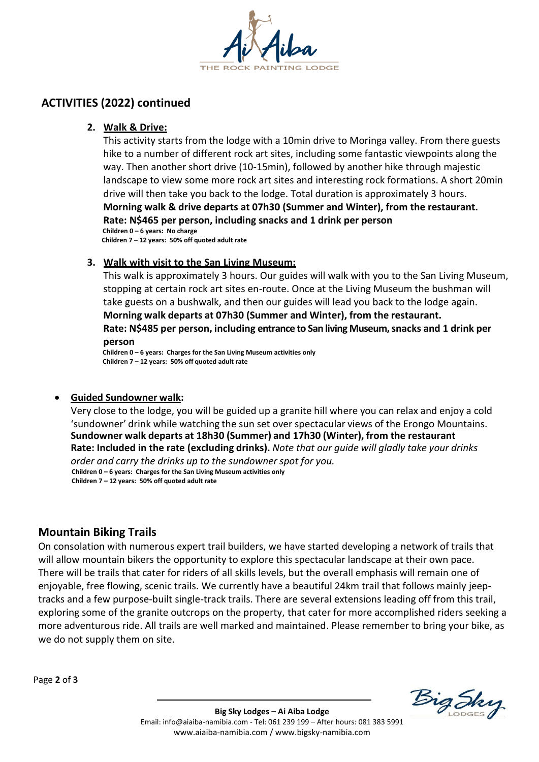## ACTIVITIES (2022) continued

2. **Walk & Drive:**

   This activity starts from the lodge with a 10min drive to Moringa valley. From there guests hike to a number of different rock art sites, including some fantastic viewpoints along the way. Then another short drive (10-15min), followed by another hike through majestic landscape to view some more rock art sites and interesting rock formations. A short 20min drive will then take you back to the lodge. Total duration is approximately 3 hours.

   **Morning walk & drive departs at 07h30 (Summer and Winter), from the restaurant.**

   **Rate: N$465 per person, including snacks and 1 drink per person**

   **Children 0 – 6 years: No charge**

   **Children 7 – 12 years: 50% off quoted adult rate**

3. **Walk with visit to the San Living Museum:**

   This walk is approximately 3 hours. Our guides will walk with you to the San Living Museum, stopping at certain rock art sites en-route. Once at the Living Museum the bushman will take guests on a bushwalk, and then our guides will lead you back to the lodge again.

   **Morning walk departs at 07h30 (Summer and Winter), from the restaurant.**

   **Rate: N$485 per person, including entrance to San living Museum, snacks and 1 drink per person**

   **Children 0 – 6 years: Charges for the San Living Museum activities only**

   **Children 7 – 12 years: 50% off quoted adult rate**

- **Guided Sundowner walk:**

  Very close to the lodge, you will be guided up a granite hill where you can relax and enjoy a cold 'sundowner' drink while watching the sun set over spectacular views of the Erongo Mountains.

  **Sundowner walk departs at 18h30 (Summer) and 17h30 (Winter), from the restaurant**

  **Rate: Included in the rate (excluding drinks).** *Note that our guide will gladly take your drinks order and carry the drinks up to the sundowner spot for you.*

  **Children 0 – 6 years: Charges for the San Living Museum activities only**

  **Children 7 – 12 years: 50% off quoted adult rate**

## Mountain Biking Trails

On consolation with numerous expert trail builders, we have started developing a network of trails that will allow mountain bikers the opportunity to explore this spectacular landscape at their own pace. There will be trails that cater for riders of all skills levels, but the overall emphasis will remain one of enjoyable, free flowing, scenic trails. We currently have a beautiful 24km trail that follows mainly jeep-tracks and a few purpose-built single-track trails. There are several extensions leading off from this trail, exploring some of the granite outcrops on the property, that cater for more accomplished riders seeking a more adventurous ride. All trails are well marked and maintained. Please remember to bring your bike, as we do not supply them on site.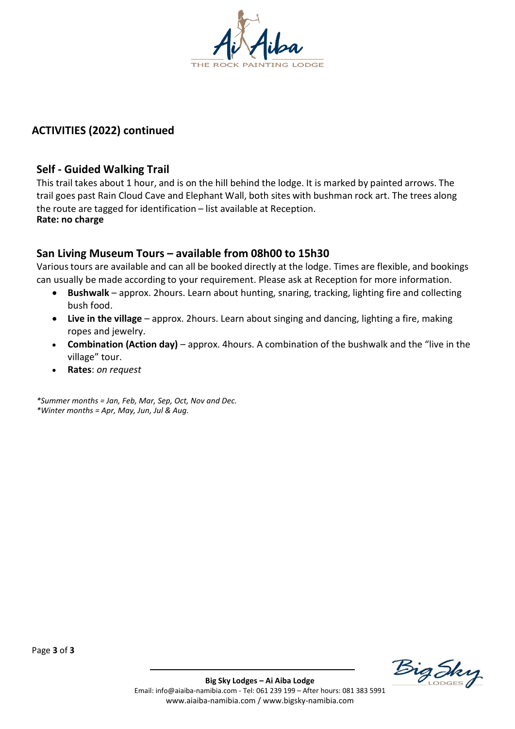## ACTIVITIES (2022) continued

### Self - Guided Walking Trail

This trail takes about 1 hour, and is on the hill behind the lodge. It is marked by painted arrows. The trail goes past Rain Cloud Cave and Elephant Wall, both sites with bushman rock art. The trees along the route are tagged for identification – list available at Reception.
**Rate: no charge**

### San Living Museum Tours – available from 08h00 to 15h30

Various tours are available and can all be booked directly at the lodge. Times are flexible, and bookings can usually be made according to your requirement. Please ask at Reception for more information.

- **Bushwalk** – approx. 2hours. Learn about hunting, snaring, tracking, lighting fire and collecting bush food.
- **Live in the village** – approx. 2hours. Learn about singing and dancing, lighting a fire, making ropes and jewelry.
- **Combination (Action day)** – approx. 4hours. A combination of the bushwalk and the "live in the village" tour.
- **Rates**: *on request*

*\*Summer months = Jan, Feb, Mar, Sep, Oct, Nov and Dec.*
*\*Winter months = Apr, May, Jun, Jul & Aug.*

**Big Sky Lodges – Ai Aiba Lodge**
Email: info@aiaiba-namibia.com - Tel: 061 239 199 – After hours: 081 383 5991
www.aiaiba-namibia.com / www.bigsky-namibia.com